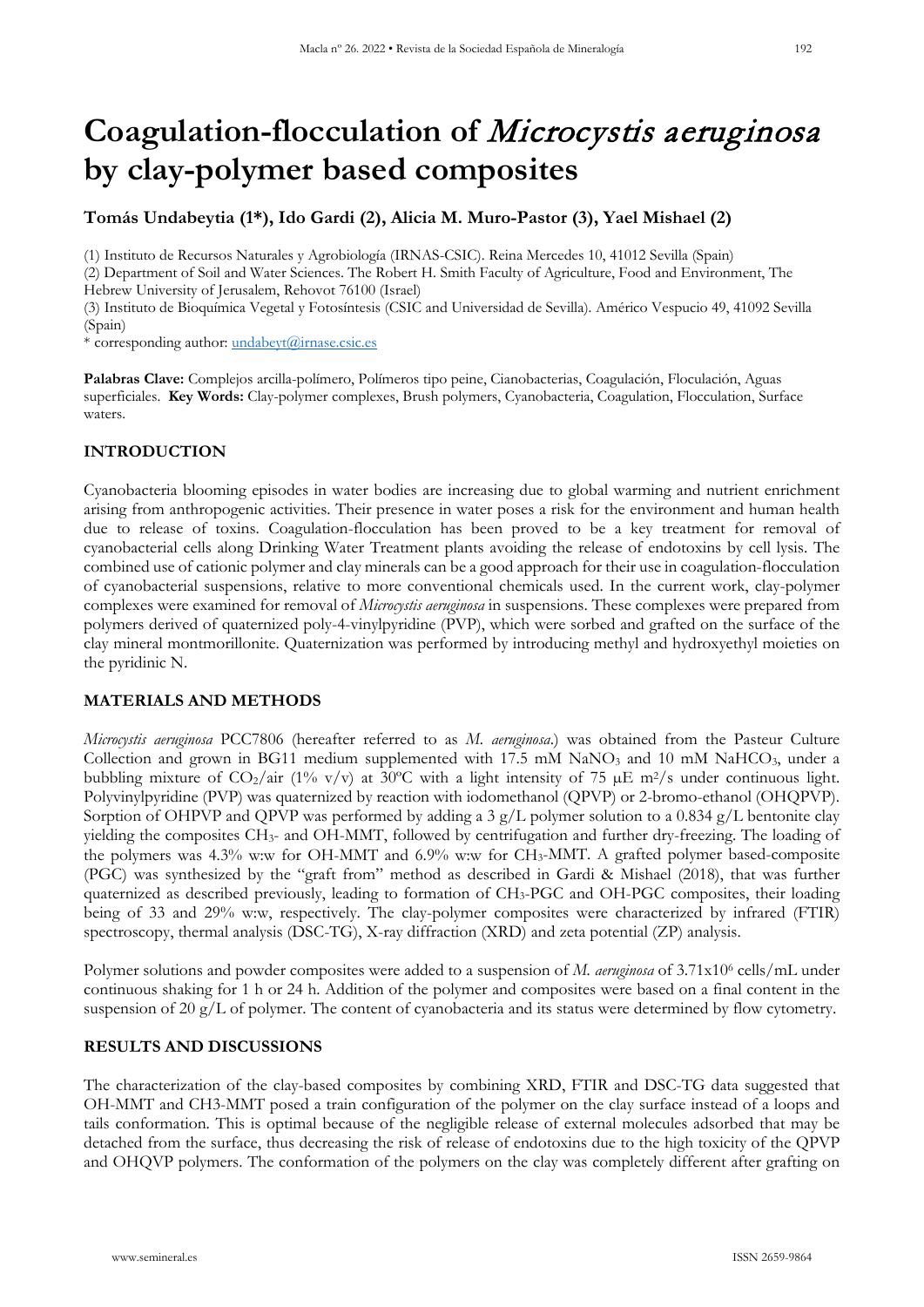# Coagulation-flocculation of *Microcystis aeruginosa* by clay-polymer based composites

**Tomás Undabeytia (1\*), Ido Gardi (2), Alicia M. Muro-Pastor (3), Yael Mishael (2)**

(1) Instituto de Recursos Naturales y Agrobiología (IRNAS-CSIC). Reina Mercedes 10, 41012 Sevilla (Spain)
(2) Department of Soil and Water Sciences. The Robert H. Smith Faculty of Agriculture, Food and Environment, The Hebrew University of Jerusalem, Rehovot 76100 (Israel)
(3) Instituto de Bioquímica Vegetal y Fotosíntesis (CSIC and Universidad de Sevilla). Américo Vespucio 49, 41092 Sevilla (Spain)
\* corresponding author: undabeyt@irnase.csic.es

**Palabras Clave:** Complejos arcilla-polímero, Polímeros tipo peine, Cianobacterias, Coagulación, Floculación, Aguas superficiales. **Key Words:** Clay-polymer complexes, Brush polymers, Cyanobacteria, Coagulation, Flocculation, Surface waters.

## INTRODUCTION

Cyanobacteria blooming episodes in water bodies are increasing due to global warming and nutrient enrichment arising from anthropogenic activities. Their presence in water poses a risk for the environment and human health due to release of toxins. Coagulation-flocculation has been proved to be a key treatment for removal of cyanobacterial cells along Drinking Water Treatment plants avoiding the release of endotoxins by cell lysis. The combined use of cationic polymer and clay minerals can be a good approach for their use in coagulation-flocculation of cyanobacterial suspensions, relative to more conventional chemicals used. In the current work, clay-polymer complexes were examined for removal of *Microcystis aeruginosa* in suspensions. These complexes were prepared from polymers derived of quaternized poly-4-vinylpyridine (PVP), which were sorbed and grafted on the surface of the clay mineral montmorillonite. Quaternization was performed by introducing methyl and hydroxyethyl moieties on the pyridinic N.

## MATERIALS AND METHODS

*Microcystis aeruginosa* PCC7806 (hereafter referred to as *M. aeruginosa*.) was obtained from the Pasteur Culture Collection and grown in BG11 medium supplemented with 17.5 mM $NaNO_3$ and 10 mM $NaHCO_3$, under a bubbling mixture of $CO_2$/air (1% v/v) at 30ºC with a light intensity of 75 μE $m^2$/s under continuous light. Polyvinylpyridine (PVP) was quaternized by reaction with iodomethanol (QPVP) or 2-bromo-ethanol (OHQPVP). Sorption of OHPVP and QPVP was performed by adding a 3 g/L polymer solution to a 0.834 g/L bentonite clay yielding the composites $CH_3$- and OH-MMT, followed by centrifugation and further dry-freezing. The loading of the polymers was 4.3% w:w for OH-MMT and 6.9% w:w for $CH_3$-MMT. A grafted polymer based-composite (PGC) was synthesized by the "graft from" method as described in Gardi & Mishael (2018), that was further quaternized as described previously, leading to formation of $CH_3$-PGC and OH-PGC composites, their loading being of 33 and 29% w:w, respectively. The clay-polymer composites were characterized by infrared (FTIR) spectroscopy, thermal analysis (DSC-TG), X-ray diffraction (XRD) and zeta potential (ZP) analysis.

Polymer solutions and powder composites were added to a suspension of *M. aeruginosa* of $3.71 \times 10^6$ cells/mL under continuous shaking for 1 h or 24 h. Addition of the polymer and composites were based on a final content in the suspension of 20 g/L of polymer. The content of cyanobacteria and its status were determined by flow cytometry.

## RESULTS AND DISCUSSIONS

The characterization of the clay-based composites by combining XRD, FTIR and DSC-TG data suggested that OH-MMT and CH3-MMT posed a train configuration of the polymer on the clay surface instead of a loops and tails conformation. This is optimal because of the negligible release of external molecules adsorbed that may be detached from the surface, thus decreasing the risk of release of endotoxins due to the high toxicity of the QPVP and OHQVP polymers. The conformation of the polymers on the clay was completely different after grafting on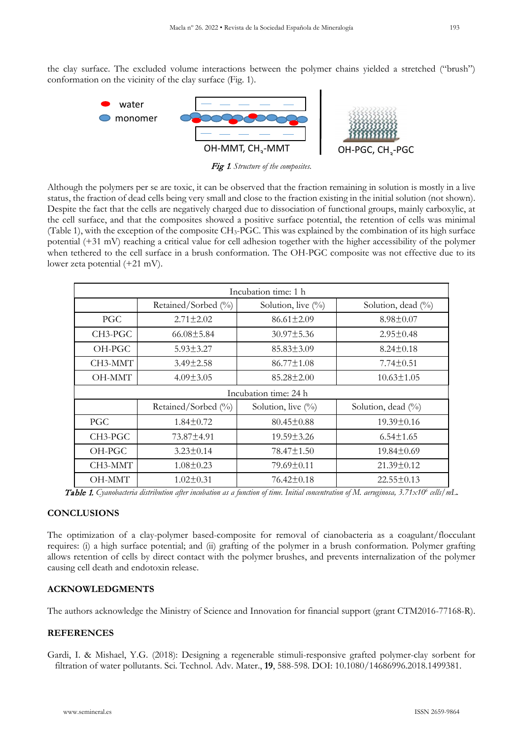the clay surface. The excluded volume interactions between the polymer chains yielded a stretched ("brush") conformation on the vicinity of the clay surface (Fig. 1).

water

monomer

OH-MMT, $CH_3$-MMT

OH-PGC, $CH_3$-PGC

***Fig 1**. Structure of the composites.*

Although the polymers per se are toxic, it can be observed that the fraction remaining in solution is mostly in a live status, the fraction of dead cells being very small and close to the fraction existing in the initial solution (not shown). Despite the fact that the cells are negatively charged due to dissociation of functional groups, mainly carboxylic, at the cell surface, and that the composites showed a positive surface potential, the retention of cells was minimal (Table 1), with the exception of the composite $CH_3$-PGC. This was explained by the combination of its high surface potential (+31 mV) reaching a critical value for cell adhesion together with the higher accessibility of the polymer when tethered to the cell surface in a brush conformation. The OH-PGC composite was not effective due to its lower zeta potential (+21 mV).

| Incubation time: 1 h | | | |
|---|---|---|---|
| | Retained/Sorbed (%) | Solution, live (%) | Solution, dead (%) |
| PGC | 2.71±2.02 | 86.61±2.09 | 8.98±0.07 |
| CH3-PGC | 66.08±5.84 | 30.97±5.36 | 2.95±0.48 |
| OH-PGC | 5.93±3.27 | 85.83±3.09 | 8.24±0.18 |
| CH3-MMT | 3.49±2.58 | 86.77±1.08 | 7.74±0.51 |
| OH-MMT | 4.09±3.05 | 85.28±2.00 | 10.63±1.05 |
| Incubation time: 24 h | | | |
| | Retained/Sorbed (%) | Solution, live (%) | Solution, dead (%) |
| PGC | 1.84±0.72 | 80.45±0.88 | 19.39±0.16 |
| CH3-PGC | 73.87±4.91 | 19.59±3.26 | 6.54±1.65 |
| OH-PGC | 3.23±0.14 | 78.47±1.50 | 19.84±0.69 |
| CH3-MMT | 1.08±0.23 | 79.69±0.11 | 21.39±0.12 |
| OH-MMT | 1.02±0.31 | 76.42±0.18 | 22.55±0.13 |

***Table 1**. Cyanobacteria distribution after incubation as a function of time. Initial concentration of M. aeruginosa, $3.71 \times 10^6$ cells/mL.*

## CONCLUSIONS

The optimization of a clay-polymer based-composite for removal of cianobacteria as a coagulant/flocculant requires: (i) a high surface potential; and (ii) grafting of the polymer in a brush conformation. Polymer grafting allows retention of cells by direct contact with the polymer brushes, and prevents internalization of the polymer causing cell death and endotoxin release.

## ACKNOWLEDGMENTS

The authors acknowledge the Ministry of Science and Innovation for financial support (grant CTM2016-77168-R).

## REFERENCES

Gardi, I. & Mishael, Y.G. (2018): Designing a regenerable stimuli-responsive grafted polymer-clay sorbent for filtration of water pollutants. Sci. Technol. Adv. Mater., **19**, 588-598. DOI: 10.1080/14686996.2018.1499381.